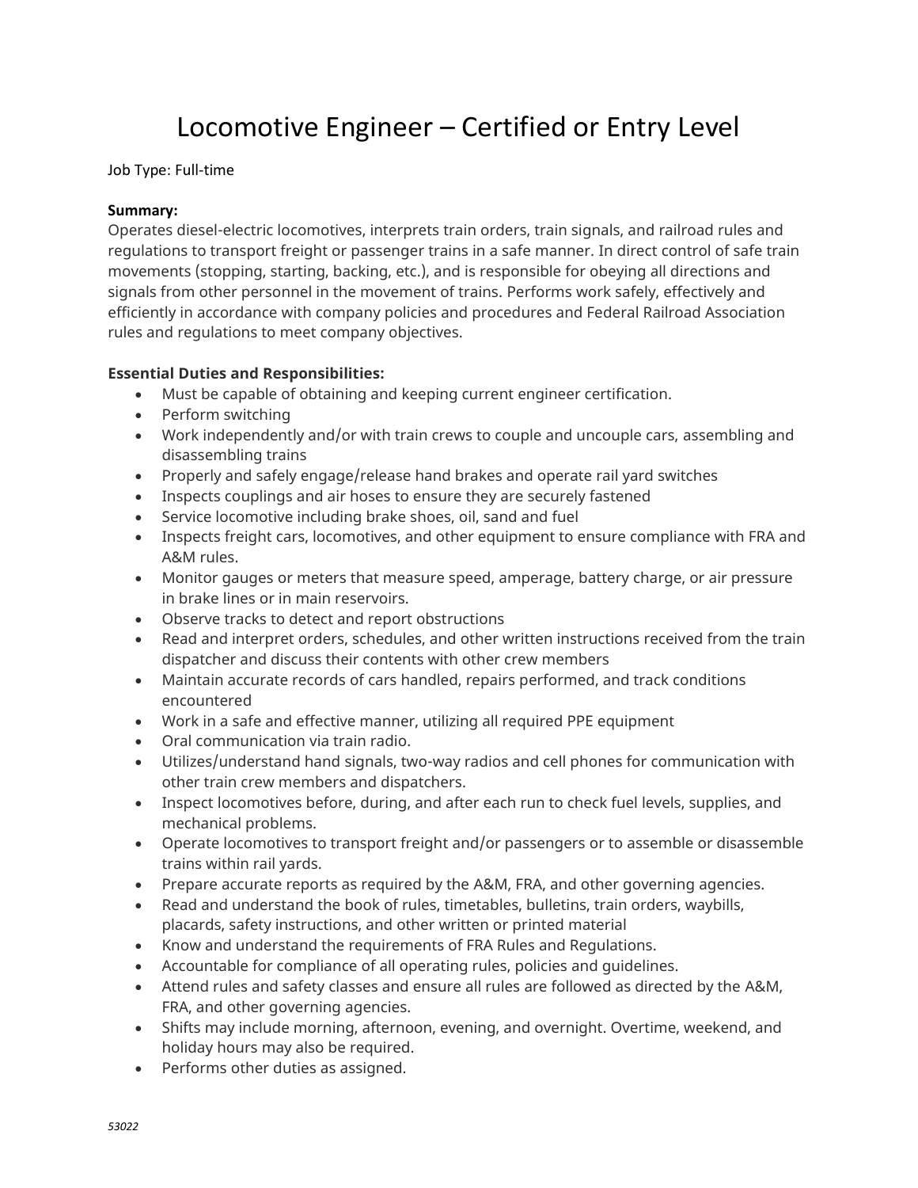# Locomotive Engineer – Certified or Entry Level

Job Type: Full-time

**Summary:**
Operates diesel-electric locomotives, interprets train orders, train signals, and railroad rules and regulations to transport freight or passenger trains in a safe manner. In direct control of safe train movements (stopping, starting, backing, etc.), and is responsible for obeying all directions and signals from other personnel in the movement of trains. Performs work safely, effectively and efficiently in accordance with company policies and procedures and Federal Railroad Association rules and regulations to meet company objectives.

**Essential Duties and Responsibilities:**

- Must be capable of obtaining and keeping current engineer certification.
- Perform switching
- Work independently and/or with train crews to couple and uncouple cars, assembling and disassembling trains
- Properly and safely engage/release hand brakes and operate rail yard switches
- Inspects couplings and air hoses to ensure they are securely fastened
- Service locomotive including brake shoes, oil, sand and fuel
- Inspects freight cars, locomotives, and other equipment to ensure compliance with FRA and A&M rules.
- Monitor gauges or meters that measure speed, amperage, battery charge, or air pressure in brake lines or in main reservoirs.
- Observe tracks to detect and report obstructions
- Read and interpret orders, schedules, and other written instructions received from the train dispatcher and discuss their contents with other crew members
- Maintain accurate records of cars handled, repairs performed, and track conditions encountered
- Work in a safe and effective manner, utilizing all required PPE equipment
- Oral communication via train radio.
- Utilizes/understand hand signals, two-way radios and cell phones for communication with other train crew members and dispatchers.
- Inspect locomotives before, during, and after each run to check fuel levels, supplies, and mechanical problems.
- Operate locomotives to transport freight and/or passengers or to assemble or disassemble trains within rail yards.
- Prepare accurate reports as required by the A&M, FRA, and other governing agencies.
- Read and understand the book of rules, timetables, bulletins, train orders, waybills, placards, safety instructions, and other written or printed material
- Know and understand the requirements of FRA Rules and Regulations.
- Accountable for compliance of all operating rules, policies and guidelines.
- Attend rules and safety classes and ensure all rules are followed as directed by the A&M, FRA, and other governing agencies.
- Shifts may include morning, afternoon, evening, and overnight. Overtime, weekend, and holiday hours may also be required.
- Performs other duties as assigned.

*53022*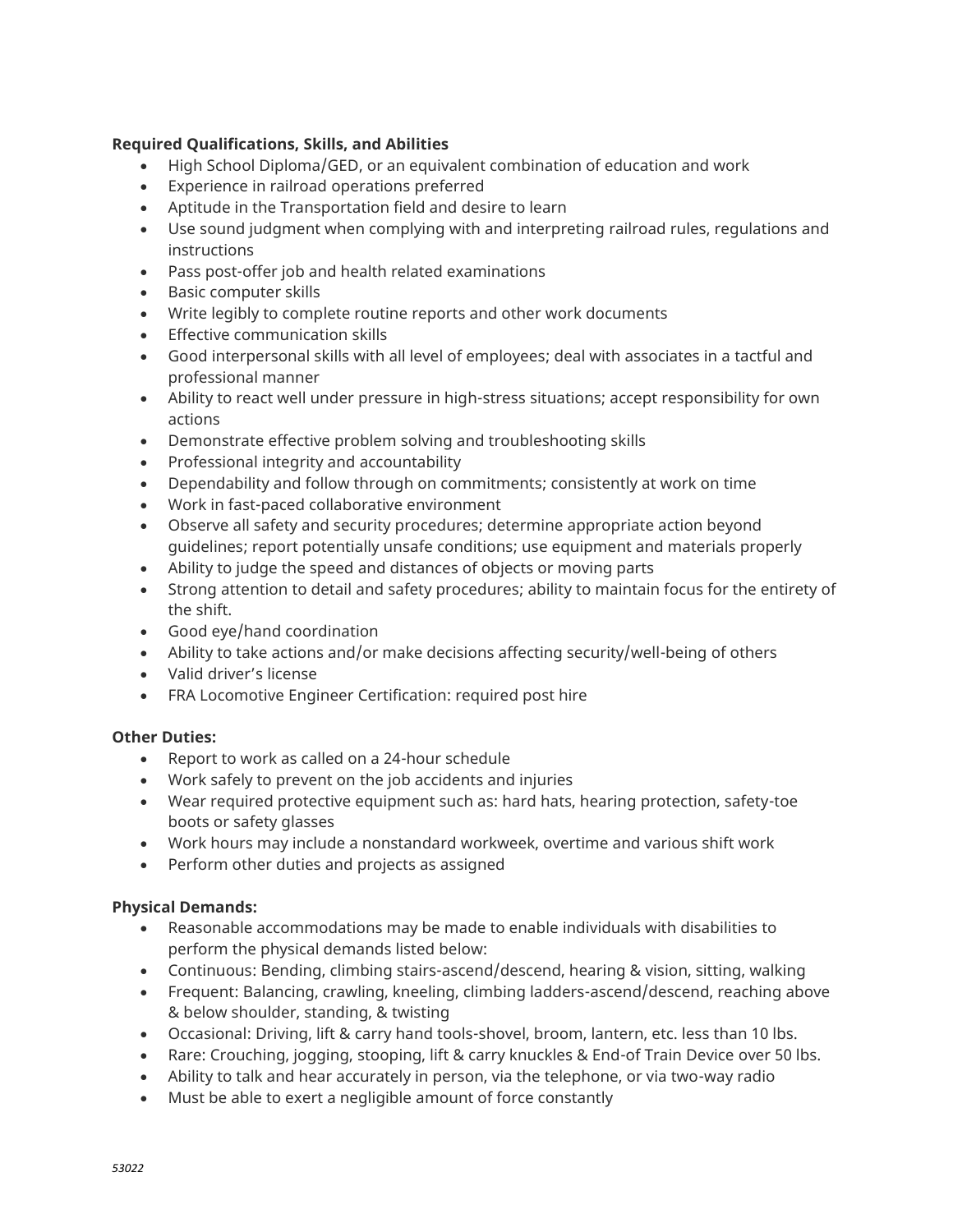**Required Qualifications, Skills, and Abilities**

- High School Diploma/GED, or an equivalent combination of education and work
- Experience in railroad operations preferred
- Aptitude in the Transportation field and desire to learn
- Use sound judgment when complying with and interpreting railroad rules, regulations and instructions
- Pass post-offer job and health related examinations
- Basic computer skills
- Write legibly to complete routine reports and other work documents
- Effective communication skills
- Good interpersonal skills with all level of employees; deal with associates in a tactful and professional manner
- Ability to react well under pressure in high-stress situations; accept responsibility for own actions
- Demonstrate effective problem solving and troubleshooting skills
- Professional integrity and accountability
- Dependability and follow through on commitments; consistently at work on time
- Work in fast-paced collaborative environment
- Observe all safety and security procedures; determine appropriate action beyond guidelines; report potentially unsafe conditions; use equipment and materials properly
- Ability to judge the speed and distances of objects or moving parts
- Strong attention to detail and safety procedures; ability to maintain focus for the entirety of the shift.
- Good eye/hand coordination
- Ability to take actions and/or make decisions affecting security/well-being of others
- Valid driver's license
- FRA Locomotive Engineer Certification: required post hire

**Other Duties:**

- Report to work as called on a 24-hour schedule
- Work safely to prevent on the job accidents and injuries
- Wear required protective equipment such as: hard hats, hearing protection, safety-toe boots or safety glasses
- Work hours may include a nonstandard workweek, overtime and various shift work
- Perform other duties and projects as assigned

**Physical Demands:**

- Reasonable accommodations may be made to enable individuals with disabilities to perform the physical demands listed below:
- Continuous: Bending, climbing stairs-ascend/descend, hearing & vision, sitting, walking
- Frequent: Balancing, crawling, kneeling, climbing ladders-ascend/descend, reaching above & below shoulder, standing, & twisting
- Occasional: Driving, lift & carry hand tools-shovel, broom, lantern, etc. less than 10 lbs.
- Rare: Crouching, jogging, stooping, lift & carry knuckles & End-of Train Device over 50 lbs.
- Ability to talk and hear accurately in person, via the telephone, or via two-way radio
- Must be able to exert a negligible amount of force constantly

*53022*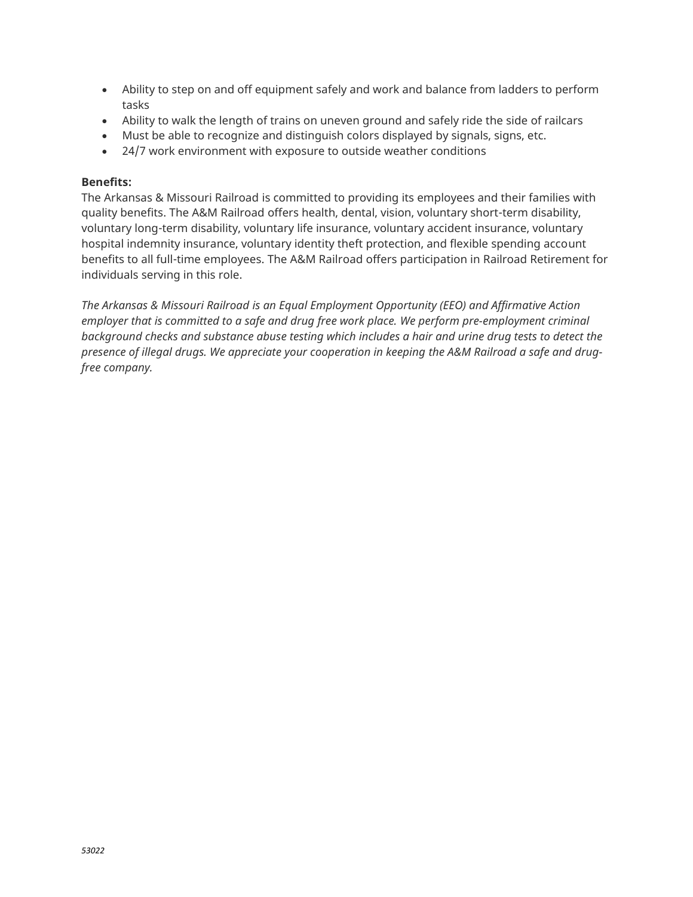- Ability to step on and off equipment safely and work and balance from ladders to perform tasks
- Ability to walk the length of trains on uneven ground and safely ride the side of railcars
- Must be able to recognize and distinguish colors displayed by signals, signs, etc.
- 24/7 work environment with exposure to outside weather conditions

**Benefits:**
The Arkansas & Missouri Railroad is committed to providing its employees and their families with quality benefits. The A&M Railroad offers health, dental, vision, voluntary short-term disability, voluntary long-term disability, voluntary life insurance, voluntary accident insurance, voluntary hospital indemnity insurance, voluntary identity theft protection, and flexible spending account benefits to all full-time employees. The A&M Railroad offers participation in Railroad Retirement for individuals serving in this role.

*The Arkansas & Missouri Railroad is an Equal Employment Opportunity (EEO) and Affirmative Action employer that is committed to a safe and drug free work place. We perform pre-employment criminal background checks and substance abuse testing which includes a hair and urine drug tests to detect the presence of illegal drugs. We appreciate your cooperation in keeping the A&M Railroad a safe and drug-free company.*

*53022*